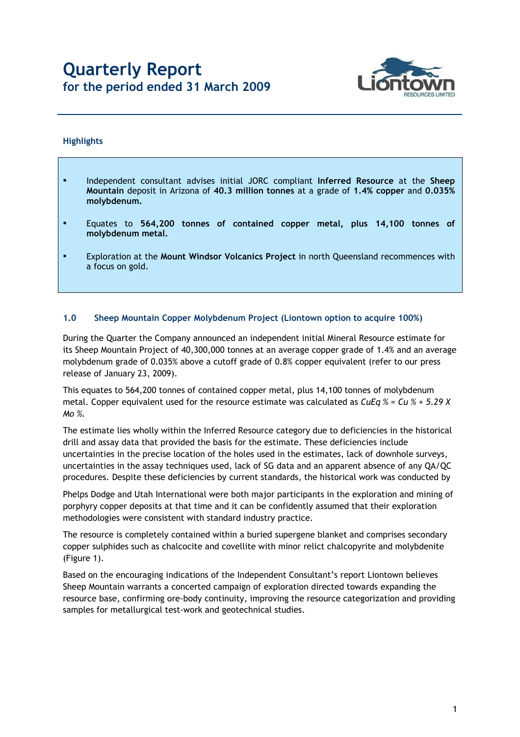# Quarterly Report
## for the period ended 31 March 2009

### Highlights

- Independent consultant advises initial JORC compliant **Inferred Resource** at the **Sheep Mountain** deposit in Arizona of **40.3 million tonnes** at a grade of **1.4% copper** and **0.035% molybdenum.**
- Equates to **564,200 tonnes of contained copper metal, plus 14,100 tonnes of molybdenum metal.**
- Exploration at the **Mount Windsor Volcanics Project** in north Queensland recommences with a focus on gold.

### 1.0 Sheep Mountain Copper Molybdenum Project (Liontown option to acquire 100%)

During the Quarter the Company announced an independent initial Mineral Resource estimate for its Sheep Mountain Project of 40,300,000 tonnes at an average copper grade of 1.4% and an average molybdenum grade of 0.035% above a cutoff grade of 0.8% copper equivalent (refer to our press release of January 23, 2009).

This equates to 564,200 tonnes of contained copper metal, plus 14,100 tonnes of molybdenum metal. Copper equivalent used for the resource estimate was calculated as *CuEq % = Cu % + 5.29 X Mo %.*

The estimate lies wholly within the Inferred Resource category due to deficiencies in the historical drill and assay data that provided the basis for the estimate. These deficiencies include uncertainties in the precise location of the holes used in the estimates, lack of downhole surveys, uncertainties in the assay techniques used, lack of SG data and an apparent absence of any QA/QC procedures. Despite these deficiencies by current standards, the historical work was conducted by

Phelps Dodge and Utah International were both major participants in the exploration and mining of porphyry copper deposits at that time and it can be confidently assumed that their exploration methodologies were consistent with standard industry practice.

The resource is completely contained within a buried supergene blanket and comprises secondary copper sulphides such as chalcocite and covellite with minor relict chalcopyrite and molybdenite (Figure 1).

Based on the encouraging indications of the Independent Consultant's report Liontown believes Sheep Mountain warrants a concerted campaign of exploration directed towards expanding the resource base, confirming ore-body continuity, improving the resource categorization and providing samples for metallurgical test-work and geotechnical studies.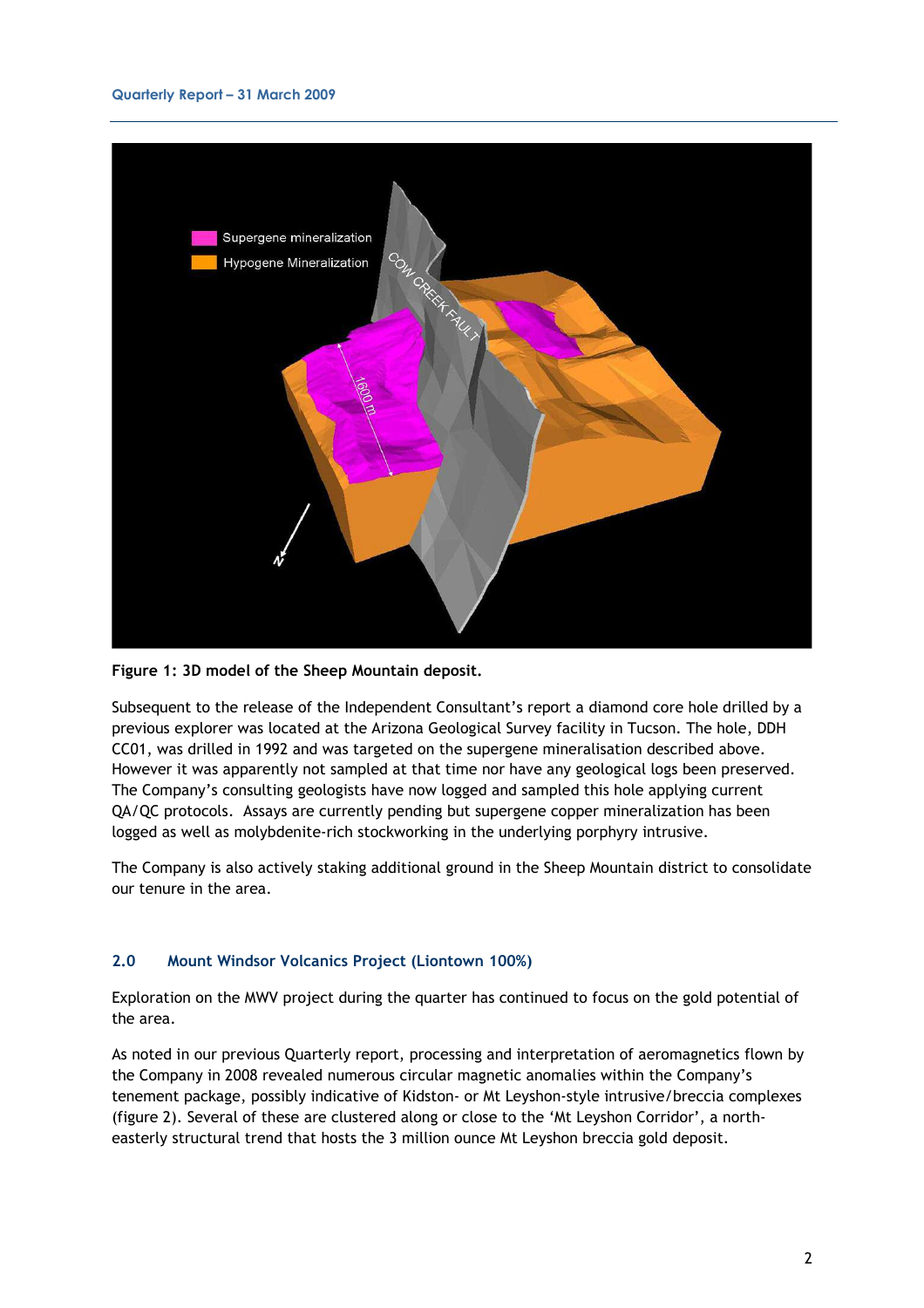**Figure 1: 3D model of the Sheep Mountain deposit.**

Subsequent to the release of the Independent Consultant's report a diamond core hole drilled by a previous explorer was located at the Arizona Geological Survey facility in Tucson. The hole, DDH CC01, was drilled in 1992 and was targeted on the supergene mineralisation described above. However it was apparently not sampled at that time nor have any geological logs been preserved. The Company's consulting geologists have now logged and sampled this hole applying current QA/QC protocols. Assays are currently pending but supergene copper mineralization has been logged as well as molybdenite-rich stockworking in the underlying porphyry intrusive.

The Company is also actively staking additional ground in the Sheep Mountain district to consolidate our tenure in the area.

## 2.0 Mount Windsor Volcanics Project (Liontown 100%)

Exploration on the MWV project during the quarter has continued to focus on the gold potential of the area.

As noted in our previous Quarterly report, processing and interpretation of aeromagnetics flown by the Company in 2008 revealed numerous circular magnetic anomalies within the Company's tenement package, possibly indicative of Kidston- or Mt Leyshon-style intrusive/breccia complexes (figure 2). Several of these are clustered along or close to the 'Mt Leyshon Corridor', a north-easterly structural trend that hosts the 3 million ounce Mt Leyshon breccia gold deposit.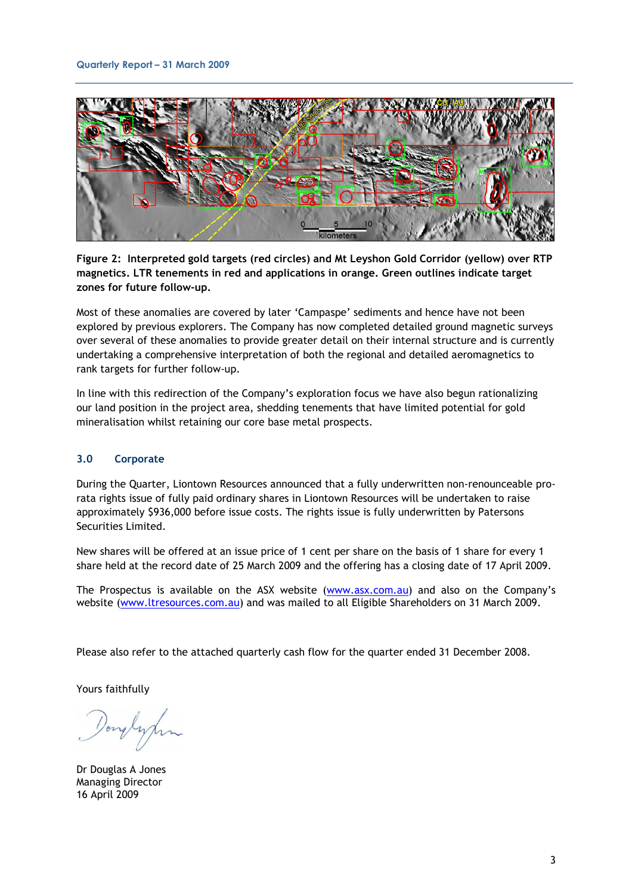**Figure 2: Interpreted gold targets (red circles) and Mt Leyshon Gold Corridor (yellow) over RTP magnetics. LTR tenements in red and applications in orange. Green outlines indicate target zones for future follow-up.**

Most of these anomalies are covered by later 'Campaspe' sediments and hence have not been explored by previous explorers. The Company has now completed detailed ground magnetic surveys over several of these anomalies to provide greater detail on their internal structure and is currently undertaking a comprehensive interpretation of both the regional and detailed aeromagnetics to rank targets for further follow-up.

In line with this redirection of the Company's exploration focus we have also begun rationalizing our land position in the project area, shedding tenements that have limited potential for gold mineralisation whilst retaining our core base metal prospects.

## 3.0 Corporate

During the Quarter, Liontown Resources announced that a fully underwritten non-renounceable pro-rata rights issue of fully paid ordinary shares in Liontown Resources will be undertaken to raise approximately $936,000 before issue costs. The rights issue is fully underwritten by Patersons Securities Limited.

New shares will be offered at an issue price of 1 cent per share on the basis of 1 share for every 1 share held at the record date of 25 March 2009 and the offering has a closing date of 17 April 2009.

The Prospectus is available on the ASX website (www.asx.com.au) and also on the Company's website (www.ltresources.com.au) and was mailed to all Eligible Shareholders on 31 March 2009.

Please also refer to the attached quarterly cash flow for the quarter ended 31 December 2008.

Yours faithfully

Dr Douglas A Jones
Managing Director
16 April 2009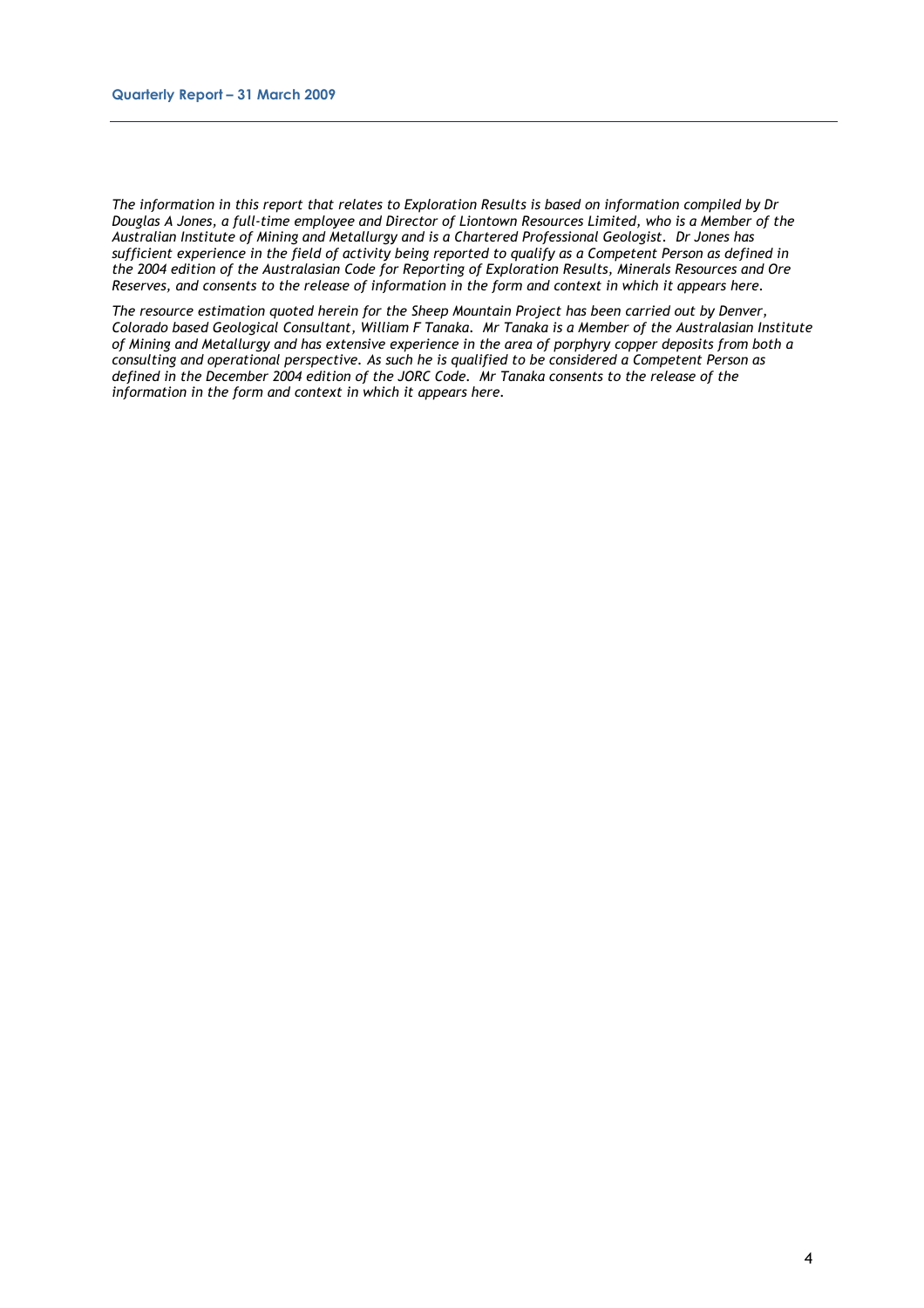*The information in this report that relates to Exploration Results is based on information compiled by Dr Douglas A Jones, a full-time employee and Director of Liontown Resources Limited, who is a Member of the Australian Institute of Mining and Metallurgy and is a Chartered Professional Geologist. Dr Jones has sufficient experience in the field of activity being reported to qualify as a Competent Person as defined in the 2004 edition of the Australasian Code for Reporting of Exploration Results, Minerals Resources and Ore Reserves, and consents to the release of information in the form and context in which it appears here.*

*The resource estimation quoted herein for the Sheep Mountain Project has been carried out by Denver, Colorado based Geological Consultant, William F Tanaka. Mr Tanaka is a Member of the Australasian Institute of Mining and Metallurgy and has extensive experience in the area of porphyry copper deposits from both a consulting and operational perspective. As such he is qualified to be considered a Competent Person as defined in the December 2004 edition of the JORC Code. Mr Tanaka consents to the release of the information in the form and context in which it appears here.*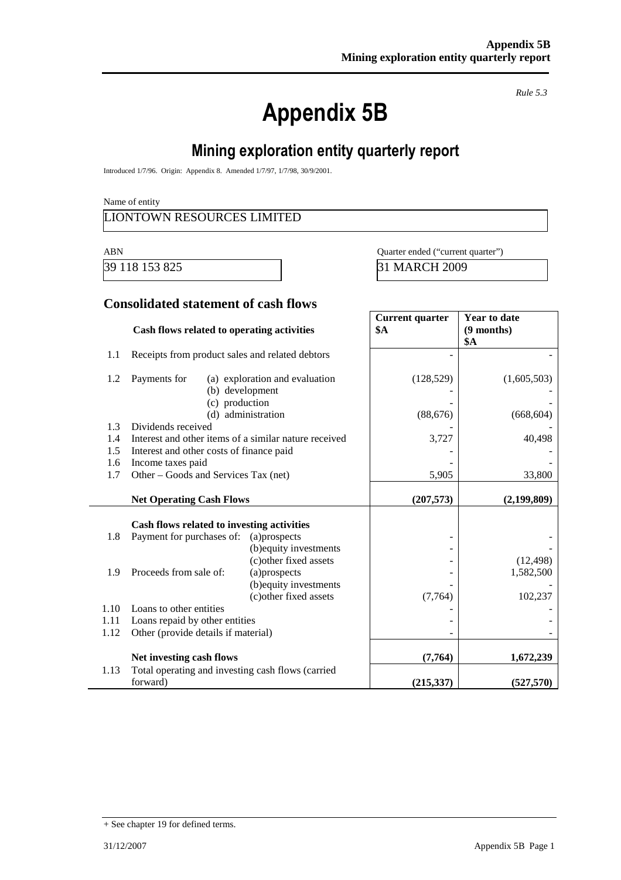*Rule 5.3*

# Appendix 5B

## Mining exploration entity quarterly report

Introduced 1/7/96. Origin: Appendix 8. Amended 1/7/97, 1/7/98, 30/9/2001.

Name of entity

LIONTOWN RESOURCES LIMITED

| ABN | Quarter ended ("current quarter") |
|---|---|
| 39 118 153 825 | 31 MARCH 2009 |

### Consolidated statement of cash flows

| | Cash flows related to operating activities | | Current quarter $A | Year to date (9 months) $A |
|---|---|---|---|---|
| 1.1 | Receipts from product sales and related debtors | | - | - |
| 1.2 | Payments for | (a) exploration and evaluation | (128,529) | (1,605,503) |
| | | (b) development | - | - |
| | | (c) production | - | - |
| | | (d) administration | (88,676) | (668,604) |
| 1.3 | Dividends received | | - | - |
| 1.4 | Interest and other items of a similar nature received | | 3,727 | 40,498 |
| 1.5 | Interest and other costs of finance paid | | - | - |
| 1.6 | Income taxes paid | | - | - |
| 1.7 | Other – Goods and Services Tax (net) | | 5,905 | 33,800 |
| | **Net Operating Cash Flows** | | **(207,573)** | **(2,199,809)** |
| | **Cash flows related to investing activities** | | | |
| 1.8 | Payment for purchases of: | (a)prospects | - | - |
| | | (b)equity investments | - | - |
| | | (c)other fixed assets | - | (12,498) |
| 1.9 | Proceeds from sale of: | (a)prospects | - | 1,582,500 |
| | | (b)equity investments | - | - |
| | | (c)other fixed assets | (7,764) | 102,237 |
| 1.10 | Loans to other entities | | - | - |
| 1.11 | Loans repaid by other entities | | - | - |
| 1.12 | Other (provide details if material) | | - | - |
| | **Net investing cash flows** | | **(7,764)** | **1,672,239** |
| 1.13 | Total operating and investing cash flows (carried forward) | | **(215,337)** | **(527,570)** |

+ See chapter 19 for defined terms.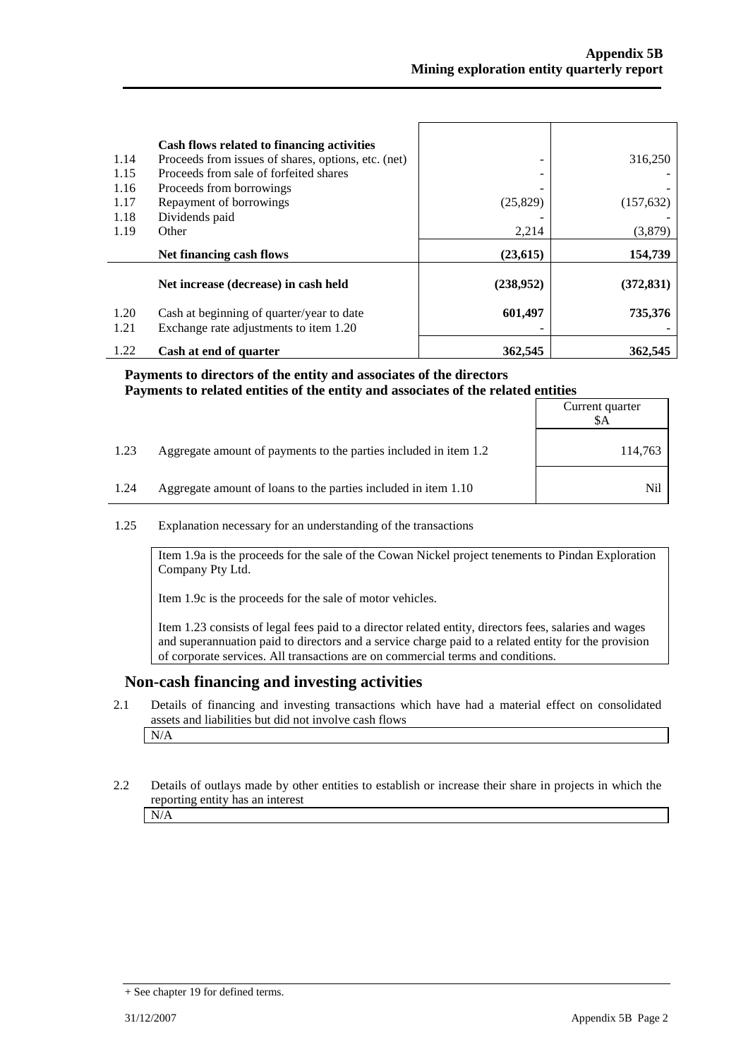| | | | |
|---|---|---|---|
| | **Cash flows related to financing activities** | | |
| 1.14 | Proceeds from issues of shares, options, etc. (net) | - | 316,250 |
| 1.15 | Proceeds from sale of forfeited shares | - | - |
| 1.16 | Proceeds from borrowings | - | - |
| 1.17 | Repayment of borrowings | (25,829) | (157,632) |
| 1.18 | Dividends paid | - | - |
| 1.19 | Other | 2,214 | (3,879) |
| | **Net financing cash flows** | **(23,615)** | **154,739** |
| | **Net increase (decrease) in cash held** | **(238,952)** | **(372,831)** |
| 1.20 | Cash at beginning of quarter/year to date | **601,497** | **735,376** |
| 1.21 | Exchange rate adjustments to item 1.20 | - | - |
| 1.22 | **Cash at end of quarter** | **362,545** | **362,545** |

**Payments to directors of the entity and associates of the directors**
**Payments to related entities of the entity and associates of the related entities**

| | | Current quarter $A |
|---|---|---|
| 1.23 | Aggregate amount of payments to the parties included in item 1.2 | 114,763 |
| 1.24 | Aggregate amount of loans to the parties included in item 1.10 | Nil |

1.25 Explanation necessary for an understanding of the transactions

Item 1.9a is the proceeds for the sale of the Cowan Nickel project tenements to Pindan Exploration Company Pty Ltd.

Item 1.9c is the proceeds for the sale of motor vehicles.

Item 1.23 consists of legal fees paid to a director related entity, directors fees, salaries and wages and superannuation paid to directors and a service charge paid to a related entity for the provision of corporate services. All transactions are on commercial terms and conditions.

## Non-cash financing and investing activities

2.1 Details of financing and investing transactions which have had a material effect on consolidated assets and liabilities but did not involve cash flows

N/A

2.2 Details of outlays made by other entities to establish or increase their share in projects in which the reporting entity has an interest

N/A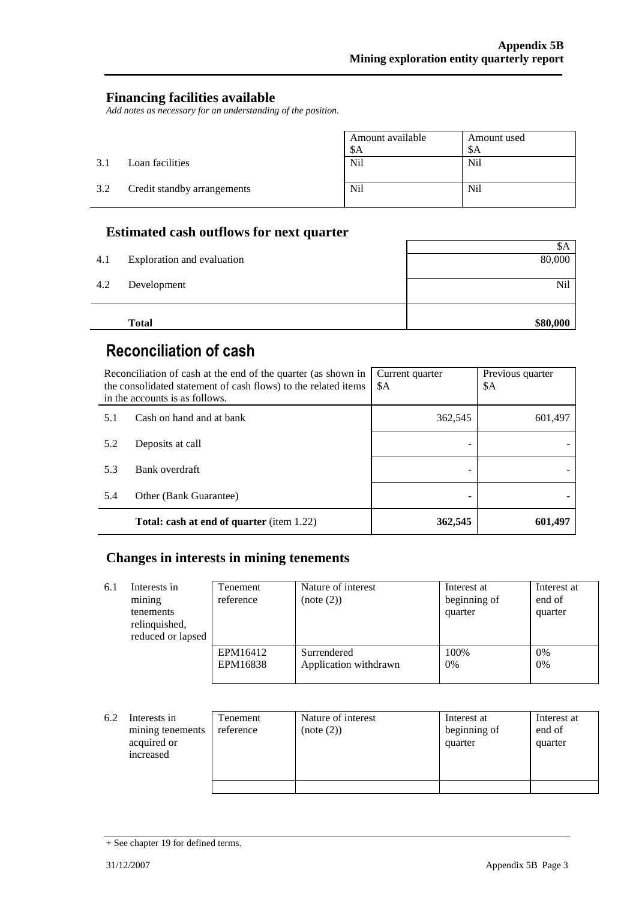## Financing facilities available

*Add notes as necessary for an understanding of the position.*

| | | Amount available $A | Amount used $A |
|---|---|---|---|
| 3.1 | Loan facilities | Nil | Nil |
| 3.2 | Credit standby arrangements | Nil | Nil |

## Estimated cash outflows for next quarter

| | | $A |
|---|---|---|
| 4.1 | Exploration and evaluation | 80,000 |
| 4.2 | Development | Nil |
| | **Total** | **$80,000** |

# Reconciliation of cash

| Reconciliation of cash at the end of the quarter (as shown in the consolidated statement of cash flows) to the related items in the accounts is as follows. | | Current quarter $A | Previous quarter $A |
|---|---|---|---|
| 5.1 | Cash on hand and at bank | 362,545 | 601,497 |
| 5.2 | Deposits at call | - | - |
| 5.3 | Bank overdraft | - | - |
| 5.4 | Other (Bank Guarantee) | - | - |
| | **Total: cash at end of quarter** (item 1.22) | **362,545** | **601,497** |

## Changes in interests in mining tenements

| | | Tenement reference | Nature of interest (note (2)) | Interest at beginning of quarter | Interest at end of quarter |
|---|---|---|---|---|---|
| 6.1 | Interests in mining tenements relinquished, reduced or lapsed | EPM16412<br>EPM16838 | Surrendered<br>Application withdrawn | 100%<br>0% | 0%<br>0% |

| | | Tenement reference | Nature of interest (note (2)) | Interest at beginning of quarter | Interest at end of quarter |
|---|---|---|---|---|---|
| 6.2 | Interests in mining tenements acquired or increased | | | | |

+ See chapter 19 for defined terms.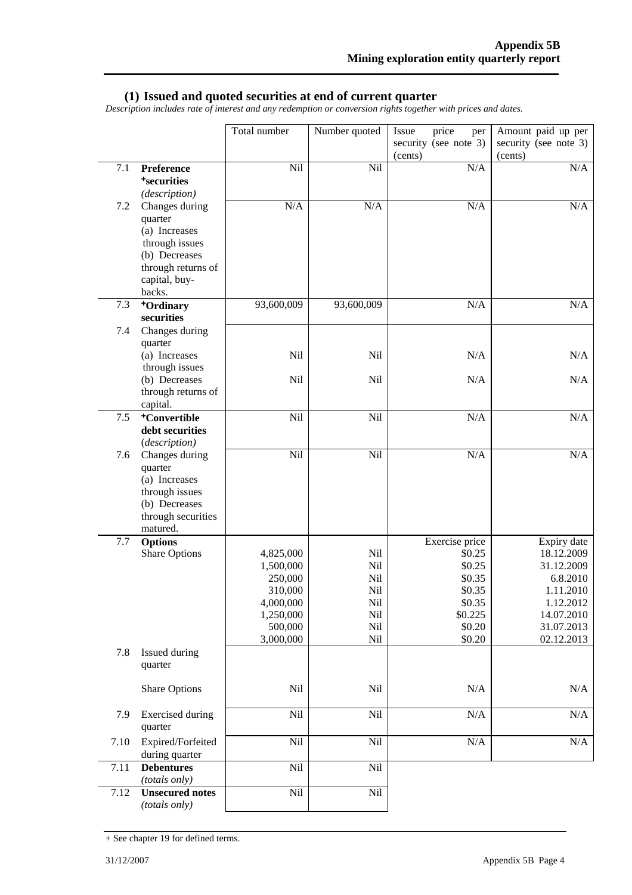## (1) Issued and quoted securities at end of current quarter

*Description includes rate of interest and any redemption or conversion rights together with prices and dates.*

| | | Total number | Number quoted | Issue price per security (see note 3) (cents) | Amount paid up per security (see note 3) (cents) |
|---|---|---|---|---|---|
| 7.1 | **Preference +securities** *(description)* | Nil | Nil | N/A | N/A |
| 7.2 | Changes during quarter (a) Increases through issues (b) Decreases through returns of capital, buy-backs. | N/A | N/A | N/A | N/A |
| 7.3 | **+Ordinary securities** | 93,600,009 | 93,600,009 | N/A | N/A |
| 7.4 | Changes during quarter | | | | |
| | (a) Increases through issues | Nil | Nil | N/A | N/A |
| | (b) Decreases through returns of capital. | Nil | Nil | N/A | N/A |
| 7.5 | **+Convertible debt securities** *(description)* | Nil | Nil | N/A | N/A |
| 7.6 | Changes during quarter (a) Increases through issues (b) Decreases through securities matured. | Nil | Nil | N/A | N/A |
| 7.7 | **Options** | | | Exercise price | Expiry date |
| | Share Options | 4,825,000 | Nil | $0.25 | 18.12.2009 |
| | | 1,500,000 | Nil | $0.25 | 31.12.2009 |
| | | 250,000 | Nil | $0.35 | 6.8.2010 |
| | | 310,000 | Nil | $0.35 | 1.11.2010 |
| | | 4,000,000 | Nil | $0.35 | 1.12.2012 |
| | | 1,250,000 | Nil | $0.225 | 14.07.2010 |
| | | 500,000 | Nil | $0.20 | 31.07.2013 |
| | | 3,000,000 | Nil | $0.20 | 02.12.2013 |
| 7.8 | Issued during quarter | | | | |
| | Share Options | Nil | Nil | N/A | N/A |
| 7.9 | Exercised during quarter | Nil | Nil | N/A | N/A |
| 7.10 | Expired/Forfeited during quarter | Nil | Nil | N/A | N/A |
| 7.11 | **Debentures** *(totals only)* | Nil | Nil | | |
| 7.12 | **Unsecured notes** *(totals only)* | Nil | Nil | | |

+ See chapter 19 for defined terms.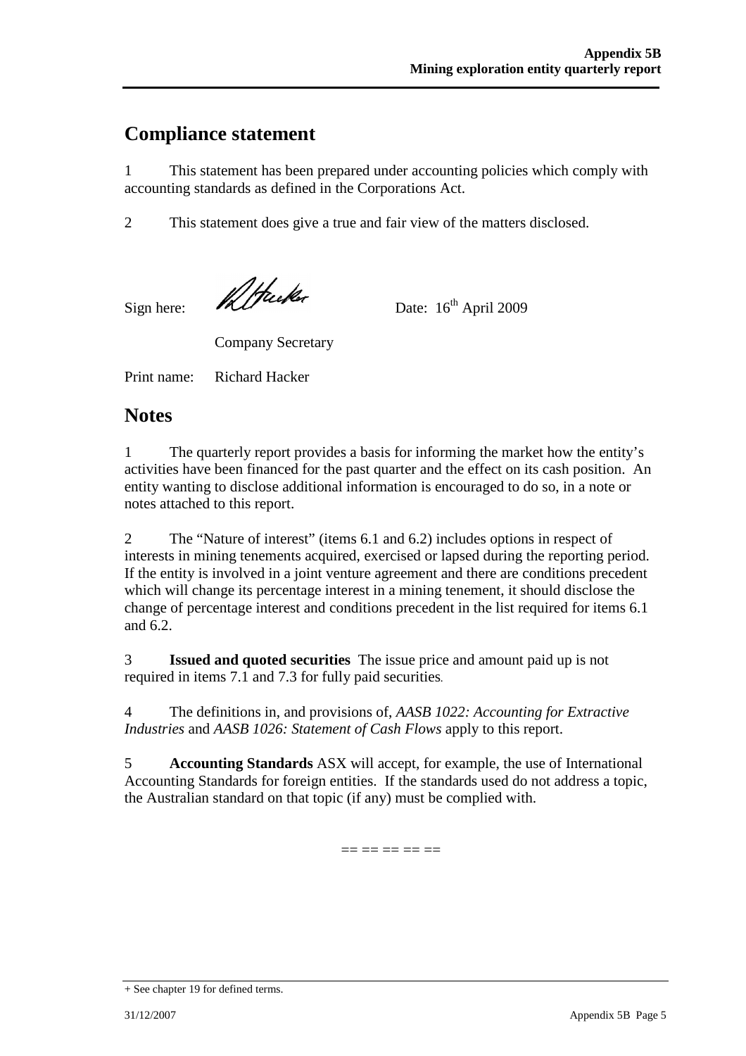## Compliance statement

1 This statement has been prepared under accounting policies which comply with accounting standards as defined in the Corporations Act.

2 This statement does give a true and fair view of the matters disclosed.

Sign here: Date: 16th April 2009

Company Secretary

Print name: Richard Hacker

## Notes

1 The quarterly report provides a basis for informing the market how the entity's activities have been financed for the past quarter and the effect on its cash position. An entity wanting to disclose additional information is encouraged to do so, in a note or notes attached to this report.

2 The "Nature of interest" (items 6.1 and 6.2) includes options in respect of interests in mining tenements acquired, exercised or lapsed during the reporting period. If the entity is involved in a joint venture agreement and there are conditions precedent which will change its percentage interest in a mining tenement, it should disclose the change of percentage interest and conditions precedent in the list required for items 6.1 and 6.2.

3 **Issued and quoted securities** The issue price and amount paid up is not required in items 7.1 and 7.3 for fully paid securities.

4 The definitions in, and provisions of, *AASB 1022: Accounting for Extractive Industries* and *AASB 1026: Statement of Cash Flows* apply to this report.

5 **Accounting Standards** ASX will accept, for example, the use of International Accounting Standards for foreign entities. If the standards used do not address a topic, the Australian standard on that topic (if any) must be complied with.

== == == == ==

+ See chapter 19 for defined terms.